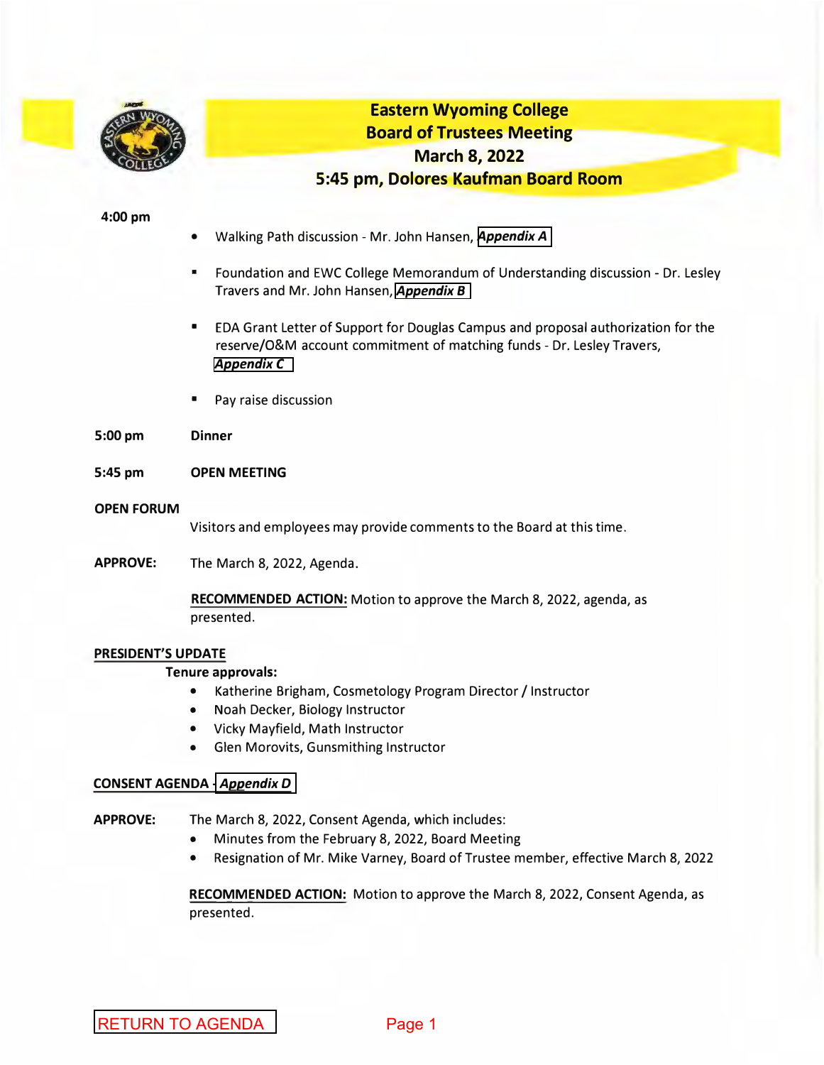# Eastern Wyoming College
## Board of Trustees Meeting
## March 8, 2022
## 5:45 pm, Dolores Kaufman Board Room

**4:00 pm**

- Walking Path discussion - Mr. John Hansen, ***Appendix A***
- Foundation and EWC College Memorandum of Understanding discussion - Dr. Lesley Travers and Mr. John Hansen, ***Appendix B***
- EDA Grant Letter of Support for Douglas Campus and proposal authorization for the reserve/O&M account commitment of matching funds - Dr. Lesley Travers, ***Appendix C***
- Pay raise discussion

**5:00 pm** **Dinner**

**5:45 pm** **OPEN MEETING**

**OPEN FORUM**

Visitors and employees may provide comments to the Board at this time.

**APPROVE:** The March 8, 2022, Agenda.

**RECOMMENDED ACTION:** Motion to approve the March 8, 2022, agenda, as presented.

**PRESIDENT'S UPDATE**

**Tenure approvals:**

- Katherine Brigham, Cosmetology Program Director / Instructor
- Noah Decker, Biology Instructor
- Vicky Mayfield, Math Instructor
- Glen Morovits, Gunsmithing Instructor

**CONSENT AGENDA - *Appendix D***

**APPROVE:** The March 8, 2022, Consent Agenda, which includes:

- Minutes from the February 8, 2022, Board Meeting
- Resignation of Mr. Mike Varney, Board of Trustee member, effective March 8, 2022

**RECOMMENDED ACTION:** Motion to approve the March 8, 2022, Consent Agenda, as presented.

RETURN TO AGENDA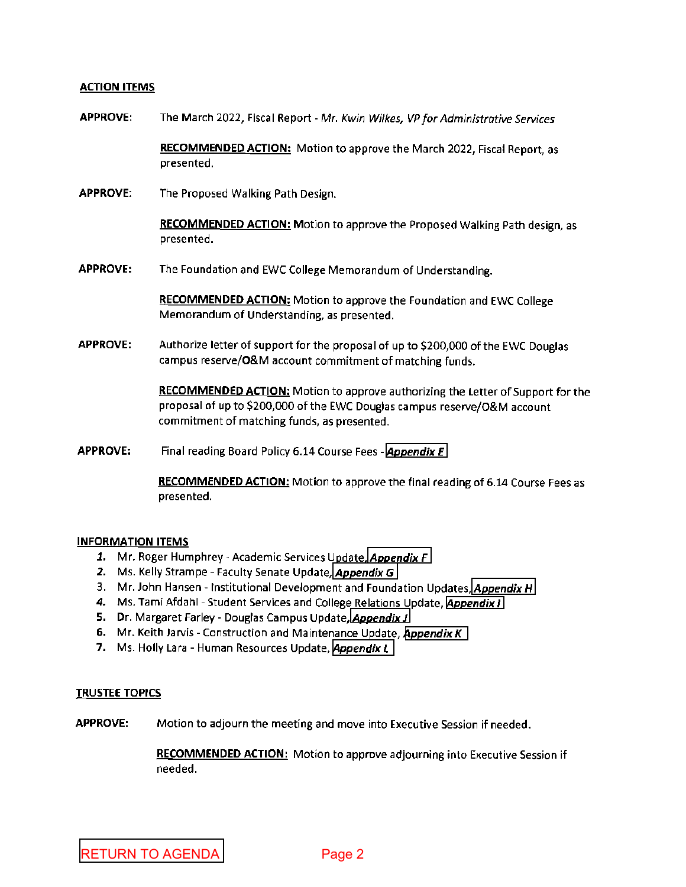## ACTION ITEMS

**APPROVE:** The March 2022, Fiscal Report - *Mr. Kwin Wilkes, VP for Administrative Services*

**RECOMMENDED ACTION:** Motion to approve the March 2022, Fiscal Report, as presented.

**APPROVE:** The Proposed Walking Path Design.

**RECOMMENDED ACTION:** Motion to approve the Proposed Walking Path design, as presented.

**APPROVE:** The Foundation and EWC College Memorandum of Understanding.

**RECOMMENDED ACTION:** Motion to approve the Foundation and EWC College Memorandum of Understanding, as presented.

**APPROVE:** Authorize letter of support for the proposal of up to $200,000 of the EWC Douglas campus reserve/O&M account commitment of matching funds.

**RECOMMENDED ACTION:** Motion to approve authorizing the Letter of Support for the proposal of up to $200,000 of the EWC Douglas campus reserve/O&M account commitment of matching funds, as presented.

**APPROVE:** Final reading Board Policy 6.14 Course Fees - ***Appendix E***

**RECOMMENDED ACTION:** Motion to approve the final reading of 6.14 Course Fees as presented.

## INFORMATION ITEMS

1. Mr. Roger Humphrey - Academic Services Update, ***Appendix F***
2. Ms. Kelly Strampe - Faculty Senate Update, ***Appendix G***
3. Mr. John Hansen - Institutional Development and Foundation Updates, ***Appendix H***
4. Ms. Tami Afdahl - Student Services and College Relations Update, ***Appendix I***
5. Dr. Margaret Farley - Douglas Campus Update, ***Appendix J***
6. Mr. Keith Jarvis - Construction and Maintenance Update, ***Appendix K***
7. Ms. Holly Lara - Human Resources Update, ***Appendix L***

## TRUSTEE TOPICS

**APPROVE:** Motion to adjourn the meeting and move into Executive Session if needed.

**RECOMMENDED ACTION:** Motion to approve adjourning into Executive Session if needed.

RETURN TO AGENDA